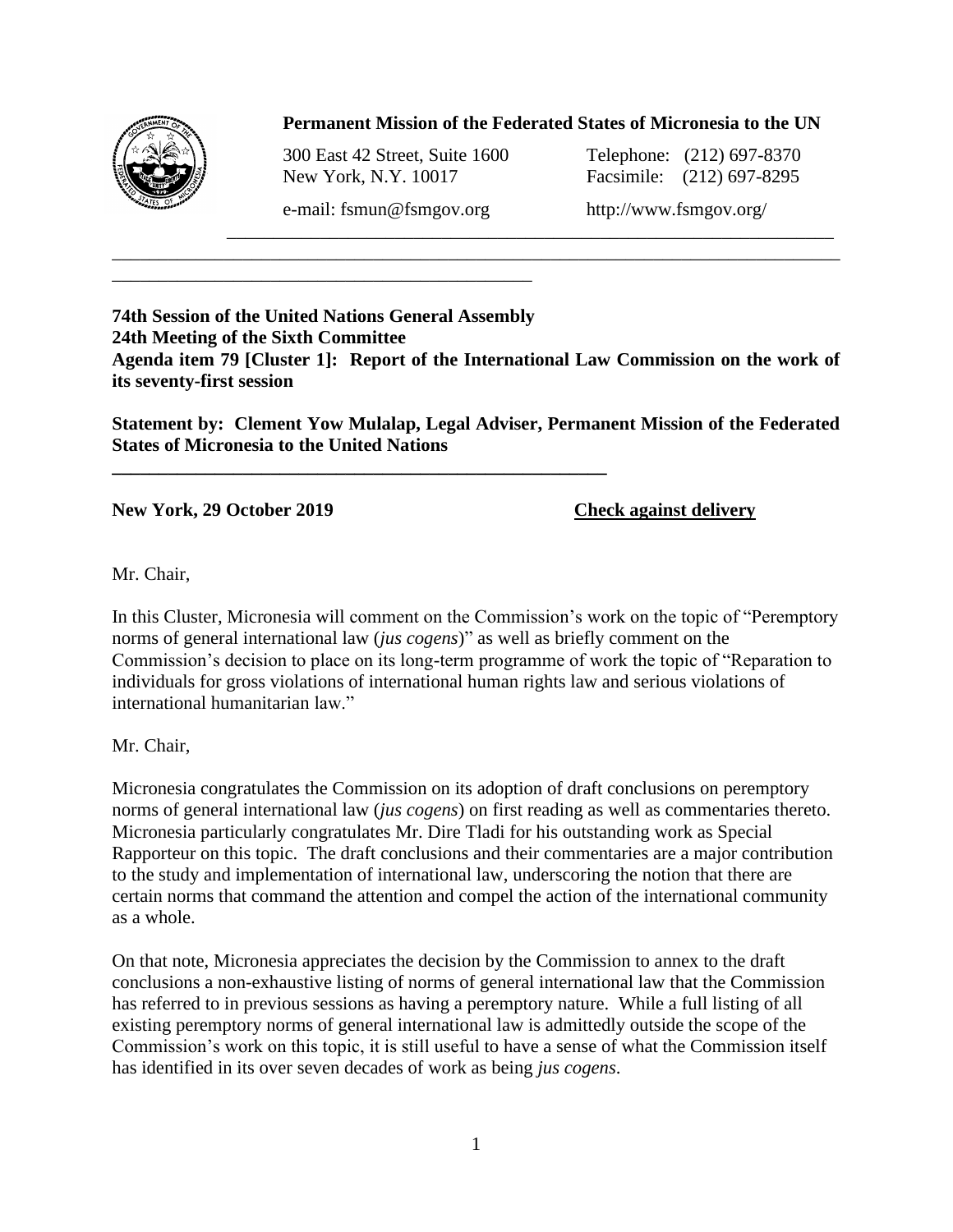**Permanent Mission of the Federated States of Micronesia to the UN**

300 East 42 Street, Suite 1600
New York, N.Y. 10017

Telephone: (212) 697-8370
Facsimile: (212) 697-8295

e-mail: fsmun@fsmgov.org

http://www.fsmgov.org/

---

**74th Session of the United Nations General Assembly**
**24th Meeting of the Sixth Committee**
**Agenda item 79 [Cluster 1]: Report of the International Law Commission on the work of its seventy-first session**

**Statement by: Clement Yow Mulalap, Legal Adviser, Permanent Mission of the Federated States of Micronesia to the United Nations**

---

**New York, 29 October 2019** **Check against delivery**

Mr. Chair,

In this Cluster, Micronesia will comment on the Commission's work on the topic of "Peremptory norms of general international law (*jus cogens*)" as well as briefly comment on the Commission's decision to place on its long-term programme of work the topic of "Reparation to individuals for gross violations of international human rights law and serious violations of international humanitarian law."

Mr. Chair,

Micronesia congratulates the Commission on its adoption of draft conclusions on peremptory norms of general international law (*jus cogens*) on first reading as well as commentaries thereto. Micronesia particularly congratulates Mr. Dire Tladi for his outstanding work as Special Rapporteur on this topic. The draft conclusions and their commentaries are a major contribution to the study and implementation of international law, underscoring the notion that there are certain norms that command the attention and compel the action of the international community as a whole.

On that note, Micronesia appreciates the decision by the Commission to annex to the draft conclusions a non-exhaustive listing of norms of general international law that the Commission has referred to in previous sessions as having a peremptory nature. While a full listing of all existing peremptory norms of general international law is admittedly outside the scope of the Commission's work on this topic, it is still useful to have a sense of what the Commission itself has identified in its over seven decades of work as being *jus cogens*.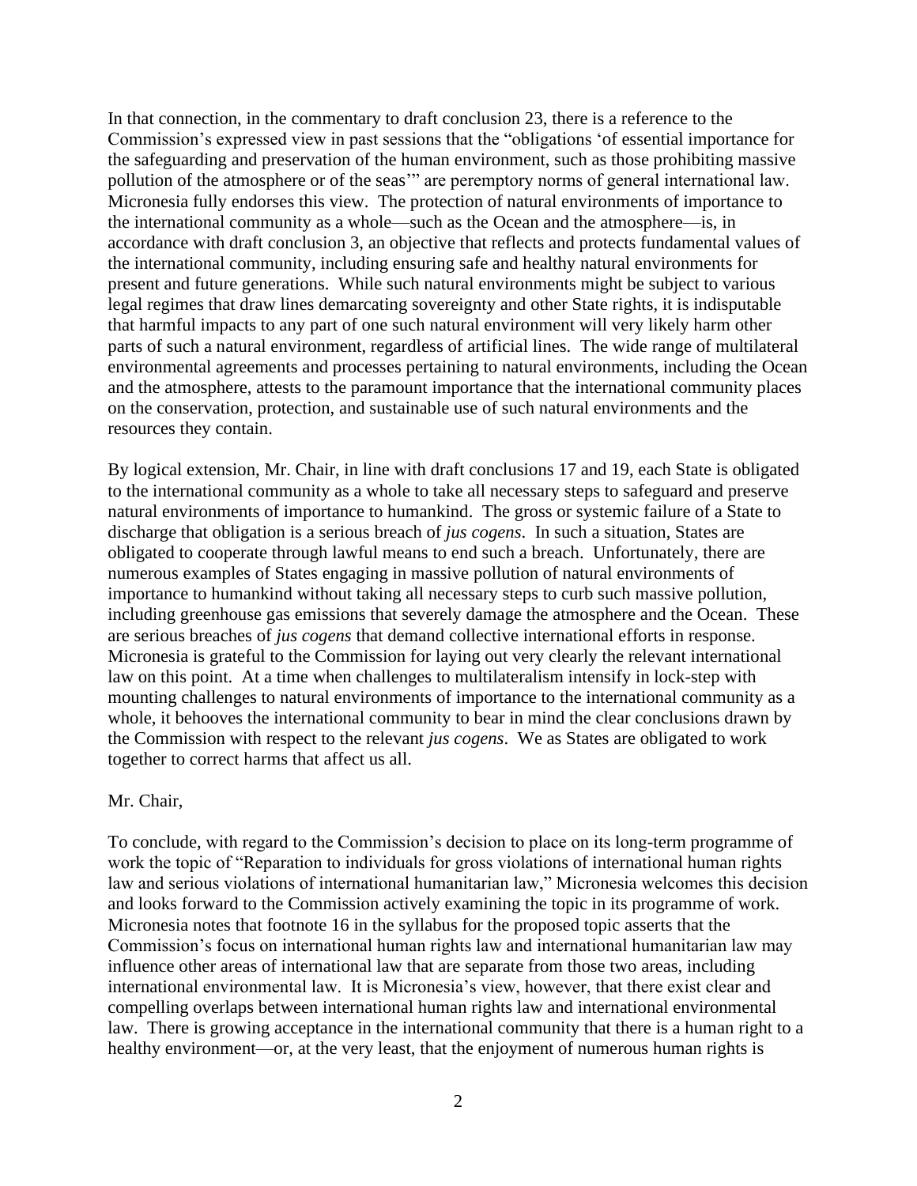In that connection, in the commentary to draft conclusion 23, there is a reference to the Commission's expressed view in past sessions that the "obligations 'of essential importance for the safeguarding and preservation of the human environment, such as those prohibiting massive pollution of the atmosphere or of the seas'" are peremptory norms of general international law. Micronesia fully endorses this view. The protection of natural environments of importance to the international community as a whole—such as the Ocean and the atmosphere—is, in accordance with draft conclusion 3, an objective that reflects and protects fundamental values of the international community, including ensuring safe and healthy natural environments for present and future generations. While such natural environments might be subject to various legal regimes that draw lines demarcating sovereignty and other State rights, it is indisputable that harmful impacts to any part of one such natural environment will very likely harm other parts of such a natural environment, regardless of artificial lines. The wide range of multilateral environmental agreements and processes pertaining to natural environments, including the Ocean and the atmosphere, attests to the paramount importance that the international community places on the conservation, protection, and sustainable use of such natural environments and the resources they contain.

By logical extension, Mr. Chair, in line with draft conclusions 17 and 19, each State is obligated to the international community as a whole to take all necessary steps to safeguard and preserve natural environments of importance to humankind. The gross or systemic failure of a State to discharge that obligation is a serious breach of *jus cogens*. In such a situation, States are obligated to cooperate through lawful means to end such a breach. Unfortunately, there are numerous examples of States engaging in massive pollution of natural environments of importance to humankind without taking all necessary steps to curb such massive pollution, including greenhouse gas emissions that severely damage the atmosphere and the Ocean. These are serious breaches of *jus cogens* that demand collective international efforts in response. Micronesia is grateful to the Commission for laying out very clearly the relevant international law on this point. At a time when challenges to multilateralism intensify in lock-step with mounting challenges to natural environments of importance to the international community as a whole, it behooves the international community to bear in mind the clear conclusions drawn by the Commission with respect to the relevant *jus cogens*. We as States are obligated to work together to correct harms that affect us all.

Mr. Chair,

To conclude, with regard to the Commission's decision to place on its long-term programme of work the topic of "Reparation to individuals for gross violations of international human rights law and serious violations of international humanitarian law," Micronesia welcomes this decision and looks forward to the Commission actively examining the topic in its programme of work. Micronesia notes that footnote 16 in the syllabus for the proposed topic asserts that the Commission's focus on international human rights law and international humanitarian law may influence other areas of international law that are separate from those two areas, including international environmental law. It is Micronesia's view, however, that there exist clear and compelling overlaps between international human rights law and international environmental law. There is growing acceptance in the international community that there is a human right to a healthy environment—or, at the very least, that the enjoyment of numerous human rights is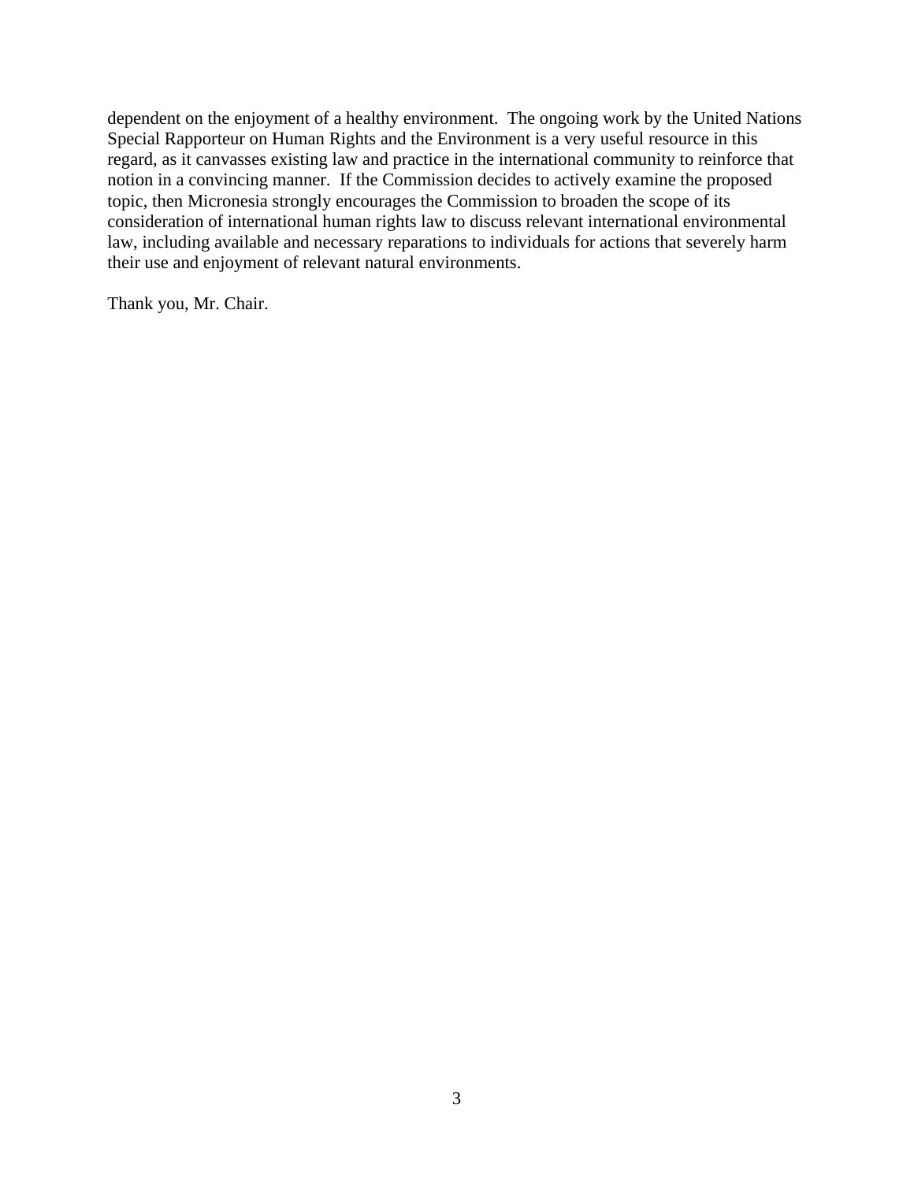dependent on the enjoyment of a healthy environment. The ongoing work by the United Nations Special Rapporteur on Human Rights and the Environment is a very useful resource in this regard, as it canvasses existing law and practice in the international community to reinforce that notion in a convincing manner. If the Commission decides to actively examine the proposed topic, then Micronesia strongly encourages the Commission to broaden the scope of its consideration of international human rights law to discuss relevant international environmental law, including available and necessary reparations to individuals for actions that severely harm their use and enjoyment of relevant natural environments.

Thank you, Mr. Chair.